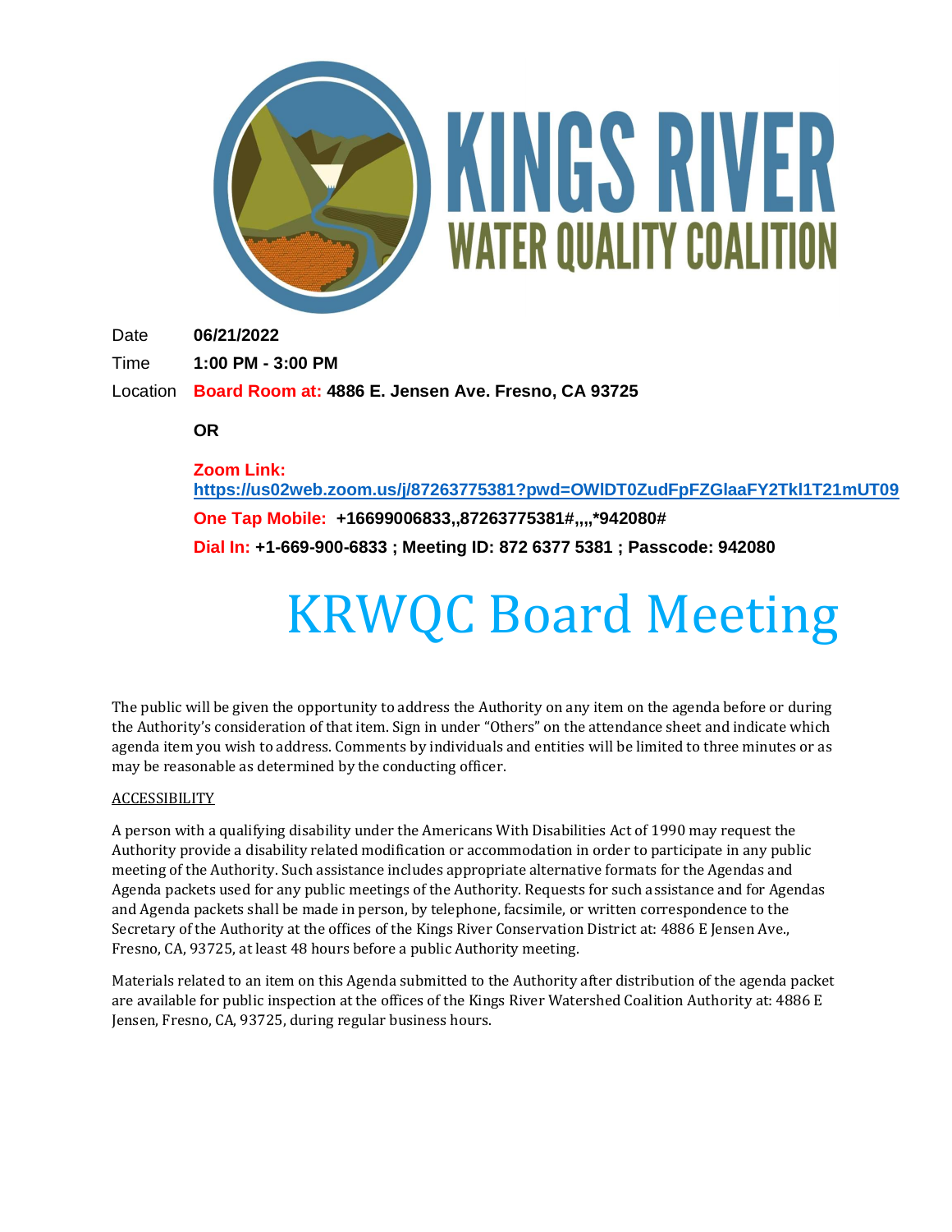KINGS RIVER
WATER QUALITY COALITION

| | |
|---|---|
| Date | **06/21/2022** |
| Time | **1:00 PM - 3:00 PM** |
| Location | **Board Room at: 4886 E. Jensen Ave. Fresno, CA 93725** |

**OR**

**Zoom Link:**
**https://us02web.zoom.us/j/87263775381?pwd=OWlDT0ZudFpFZGlaaFY2Tkl1T21mUT09**

**One Tap Mobile: +16699006833,,87263775381#,,,,*942080#**

**Dial In: +1-669-900-6833 ; Meeting ID: 872 6377 5381 ; Passcode: 942080**

# KRWQC Board Meeting

The public will be given the opportunity to address the Authority on any item on the agenda before or during the Authority's consideration of that item. Sign in under "Others" on the attendance sheet and indicate which agenda item you wish to address. Comments by individuals and entities will be limited to three minutes or as may be reasonable as determined by the conducting officer.

ACCESSIBILITY

A person with a qualifying disability under the Americans With Disabilities Act of 1990 may request the Authority provide a disability related modification or accommodation in order to participate in any public meeting of the Authority. Such assistance includes appropriate alternative formats for the Agendas and Agenda packets used for any public meetings of the Authority. Requests for such assistance and for Agendas and Agenda packets shall be made in person, by telephone, facsimile, or written correspondence to the Secretary of the Authority at the offices of the Kings River Conservation District at: 4886 E Jensen Ave., Fresno, CA, 93725, at least 48 hours before a public Authority meeting.

Materials related to an item on this Agenda submitted to the Authority after distribution of the agenda packet are available for public inspection at the offices of the Kings River Watershed Coalition Authority at: 4886 E Jensen, Fresno, CA, 93725, during regular business hours.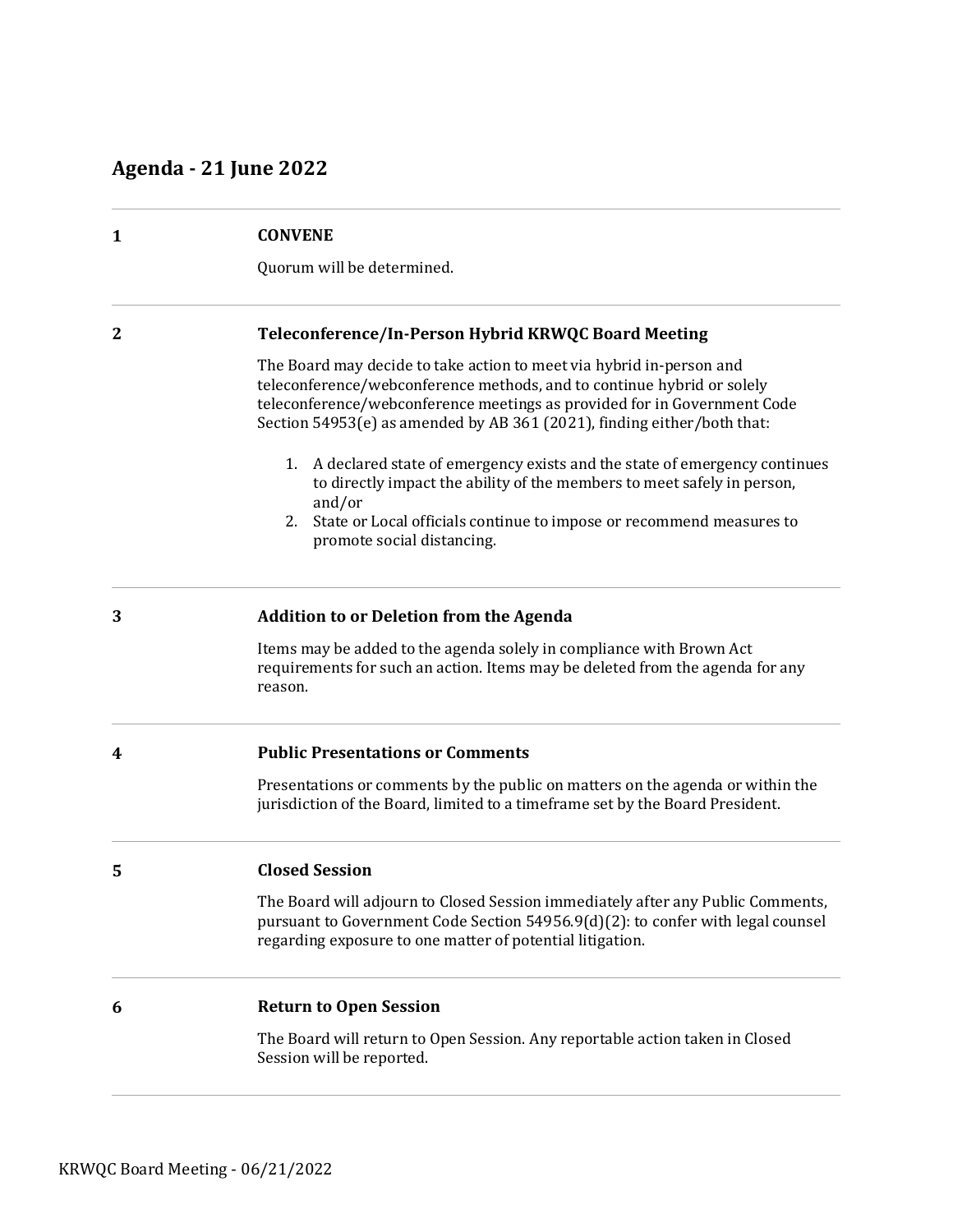## Agenda - 21 June 2022

**1** **CONVENE**

Quorum will be determined.

**2** **Teleconference/In-Person Hybrid KRWQC Board Meeting**

The Board may decide to take action to meet via hybrid in-person and teleconference/webconference methods, and to continue hybrid or solely teleconference/webconference meetings as provided for in Government Code Section 54953(e) as amended by AB 361 (2021), finding either/both that:

1. A declared state of emergency exists and the state of emergency continues to directly impact the ability of the members to meet safely in person, and/or
2. State or Local officials continue to impose or recommend measures to promote social distancing.

**3** **Addition to or Deletion from the Agenda**

Items may be added to the agenda solely in compliance with Brown Act requirements for such an action. Items may be deleted from the agenda for any reason.

**4** **Public Presentations or Comments**

Presentations or comments by the public on matters on the agenda or within the jurisdiction of the Board, limited to a timeframe set by the Board President.

**5** **Closed Session**

The Board will adjourn to Closed Session immediately after any Public Comments, pursuant to Government Code Section 54956.9(d)(2): to confer with legal counsel regarding exposure to one matter of potential litigation.

**6** **Return to Open Session**

The Board will return to Open Session. Any reportable action taken in Closed Session will be reported.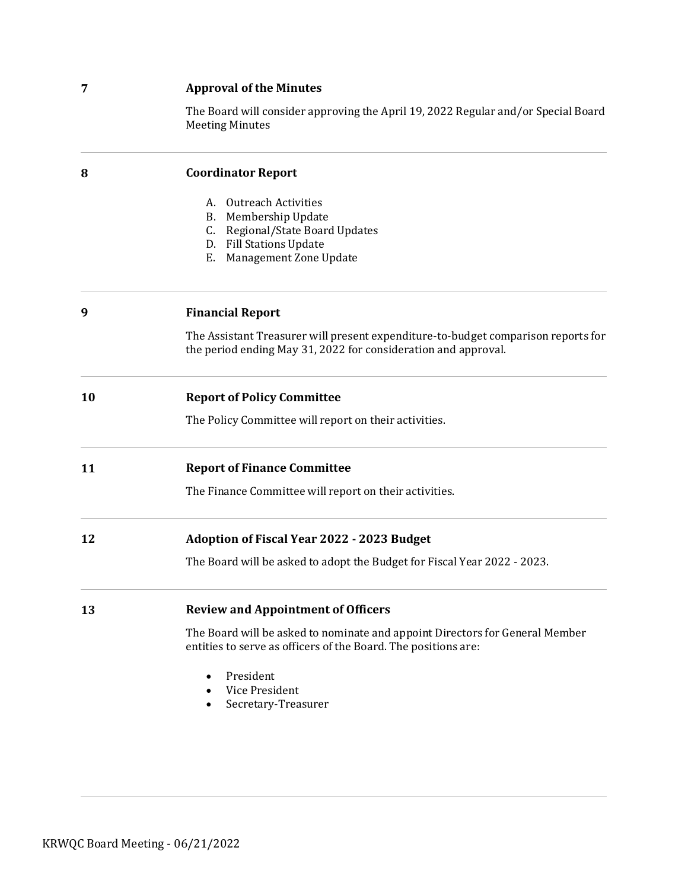**7** **Approval of the Minutes**

The Board will consider approving the April 19, 2022 Regular and/or Special Board Meeting Minutes

---

**8** **Coordinator Report**

A. Outreach Activities
B. Membership Update
C. Regional/State Board Updates
D. Fill Stations Update
E. Management Zone Update

---

**9** **Financial Report**

The Assistant Treasurer will present expenditure-to-budget comparison reports for the period ending May 31, 2022 for consideration and approval.

---

**10** **Report of Policy Committee**

The Policy Committee will report on their activities.

---

**11** **Report of Finance Committee**

The Finance Committee will report on their activities.

---

**12** **Adoption of Fiscal Year 2022 - 2023 Budget**

The Board will be asked to adopt the Budget for Fiscal Year 2022 - 2023.

---

**13** **Review and Appointment of Officers**

The Board will be asked to nominate and appoint Directors for General Member entities to serve as officers of the Board. The positions are:

- President
- Vice President
- Secretary-Treasurer

---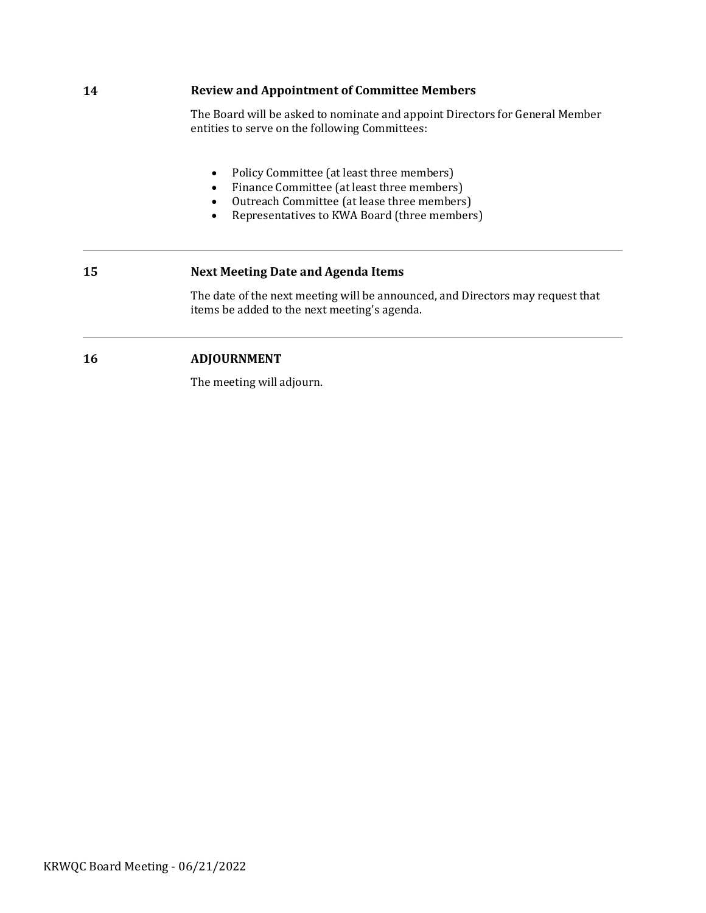## 14 Review and Appointment of Committee Members

The Board will be asked to nominate and appoint Directors for General Member entities to serve on the following Committees:

- Policy Committee (at least three members)
- Finance Committee (at least three members)
- Outreach Committee (at lease three members)
- Representatives to KWA Board (three members)

---

## 15 Next Meeting Date and Agenda Items

The date of the next meeting will be announced, and Directors may request that items be added to the next meeting's agenda.

---

## 16 ADJOURNMENT

The meeting will adjourn.